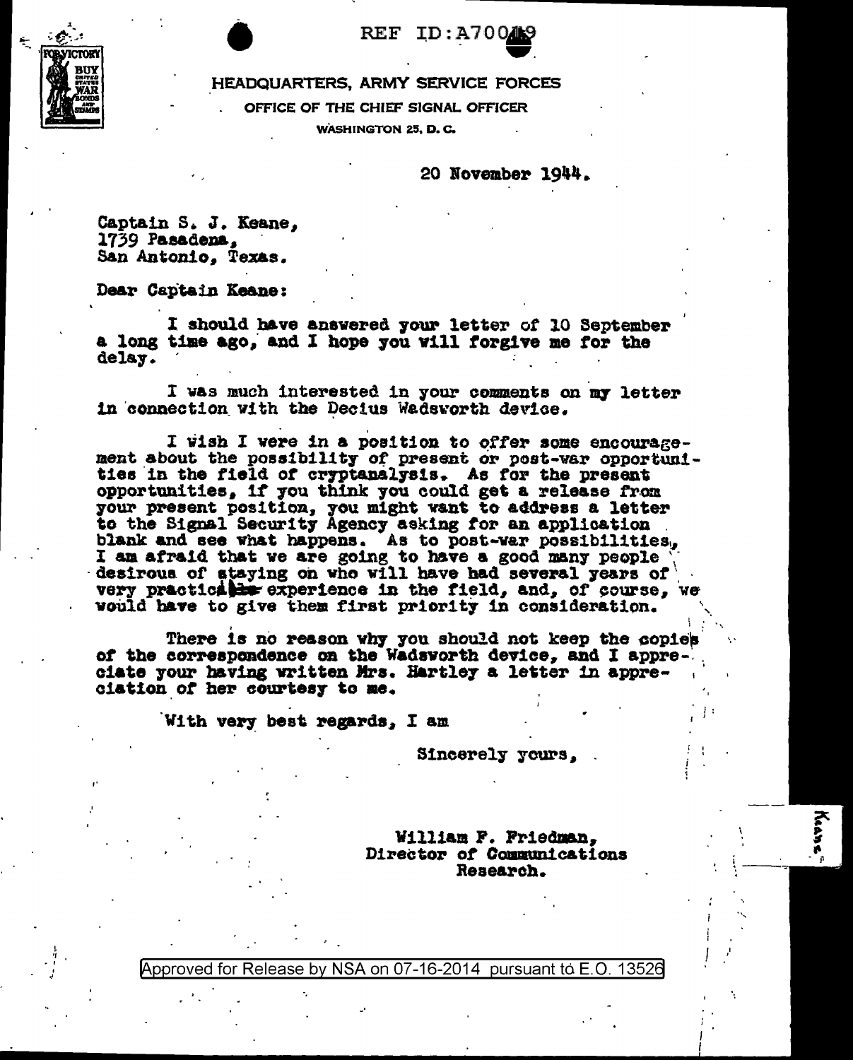REF ID:A70049

HEADQUARTERS, ARMY SERVICE FORCES

OFFICE OF THE CHIEF SIGNAL OFFICER

WASHINGTON 25, D. C.

20 November 1944.

Captain S. J. Keane,
1739 Pasadena,
San Antonio, Texas.

Dear Captain Keane:

I should have answered your letter of 10 September a long time ago, and I hope you will forgive me for the delay.

I was much interested in your comments on my letter in connection with the Decius Wadsworth device.

I wish I were in a position to offer some encouragement about the possibility of present or post-war opportunities in the field of cryptanalysis. As for the present opportunities, if you think you could get a release from your present position, you might want to address a letter to the Signal Security Agency asking for an application blank and see what happens. As to post-war possibilities, I am afraid that we are going to have a good many people desirous of staying on who will have had several years of very practical experience in the field, and, of course, we would have to give them first priority in consideration.

There is no reason why you should not keep the copies of the correspondence on the Wadsworth device, and I appreciate your having written Mrs. Hartley a letter in appreciation of her courtesy to me.

With very best regards, I am

Sincerely yours,

William F. Friedman,
Director of Communications
Research.

Keane

Approved for Release by NSA on 07-16-2014 pursuant to E.O. 13526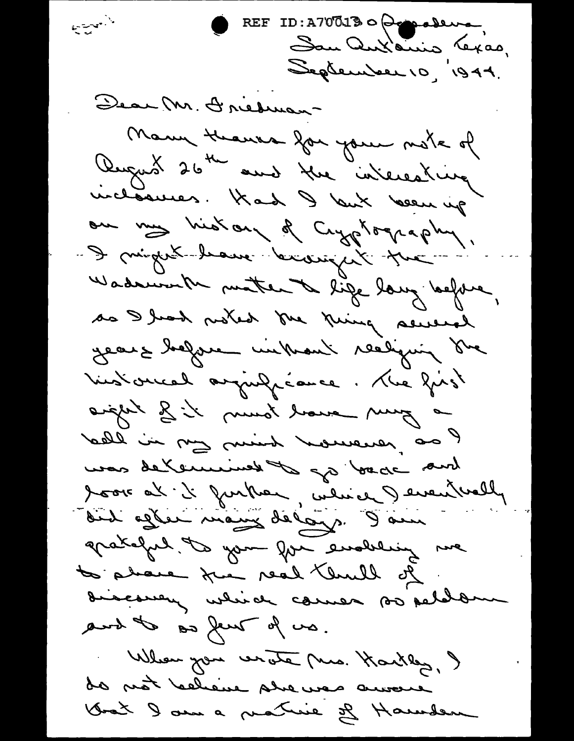REF ID:A70019

Pasadena,
San Antonio, Texas,
September 10, 1944.

Dear Mr. Friedman-

Many thanks for your note of August 26th and the interesting inclosures. Had I but been up on my history of Cryptography, I might have brought the Wadsworth matter to life long before, as I had noted the thing several years before without realizing the historical significance. The first sight of it must have rung a bell in my mind however, as I was determined to go back and look at it further, which I eventually did after many delays. I am grateful to you for enabling me to share the real thrill of discovery which comes so seldom and to so few of us.

When you wrote Mrs. Hartley, I do not believe she was aware that I am a native of Hamden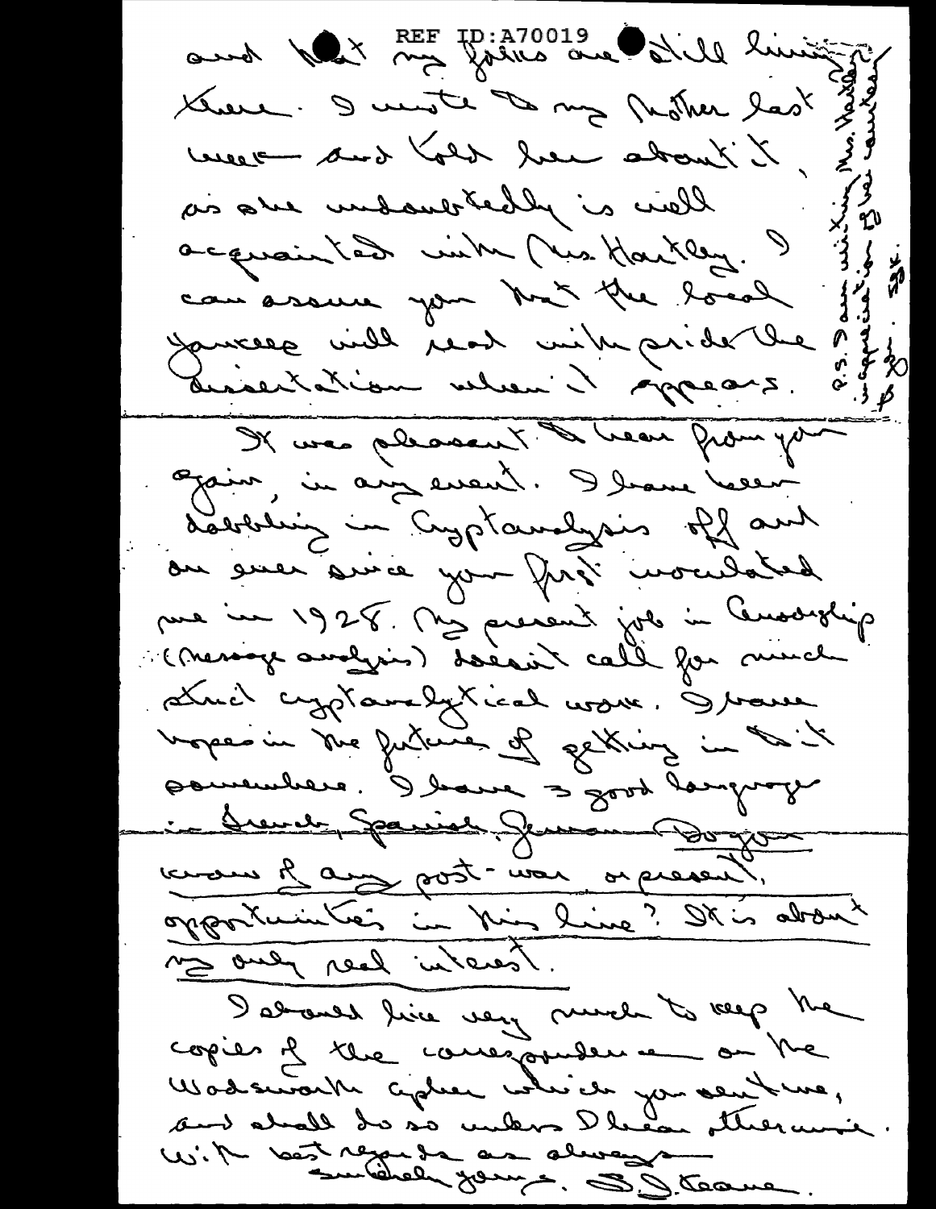REF ID:A70019

and that my folks are still living there. I wrote to my mother last week and told her about it, as she undoubtedly is well acquainted with Mrs. Hartley. I can assure you that the local Yankees will read with pride the dissertation when it appears.

P.S. I am writing Mrs. Hartley in appreciation of the courtesy. $20. 53¢.

---

It was pleasant to hear from you again, in any event. I have been dabbling in Cryptanalysis off and on ever since you first inoculated me in 1928. My present job in Censorship (message analysis) doesn't call for much strict cryptanalytical work. I have hopes in the future of getting in to it somewhere. I have 3 good languages – French, Spanish, German. Do you know of any post-war or present opportunities in this line? It is about my only real interest.

I should like very much to keep the copies of the correspondence on the Wadsworth cipher which you sent me, and shall do so unless I hear otherwise. With best regards as always –

Sincerely yours, S. S. Keane.